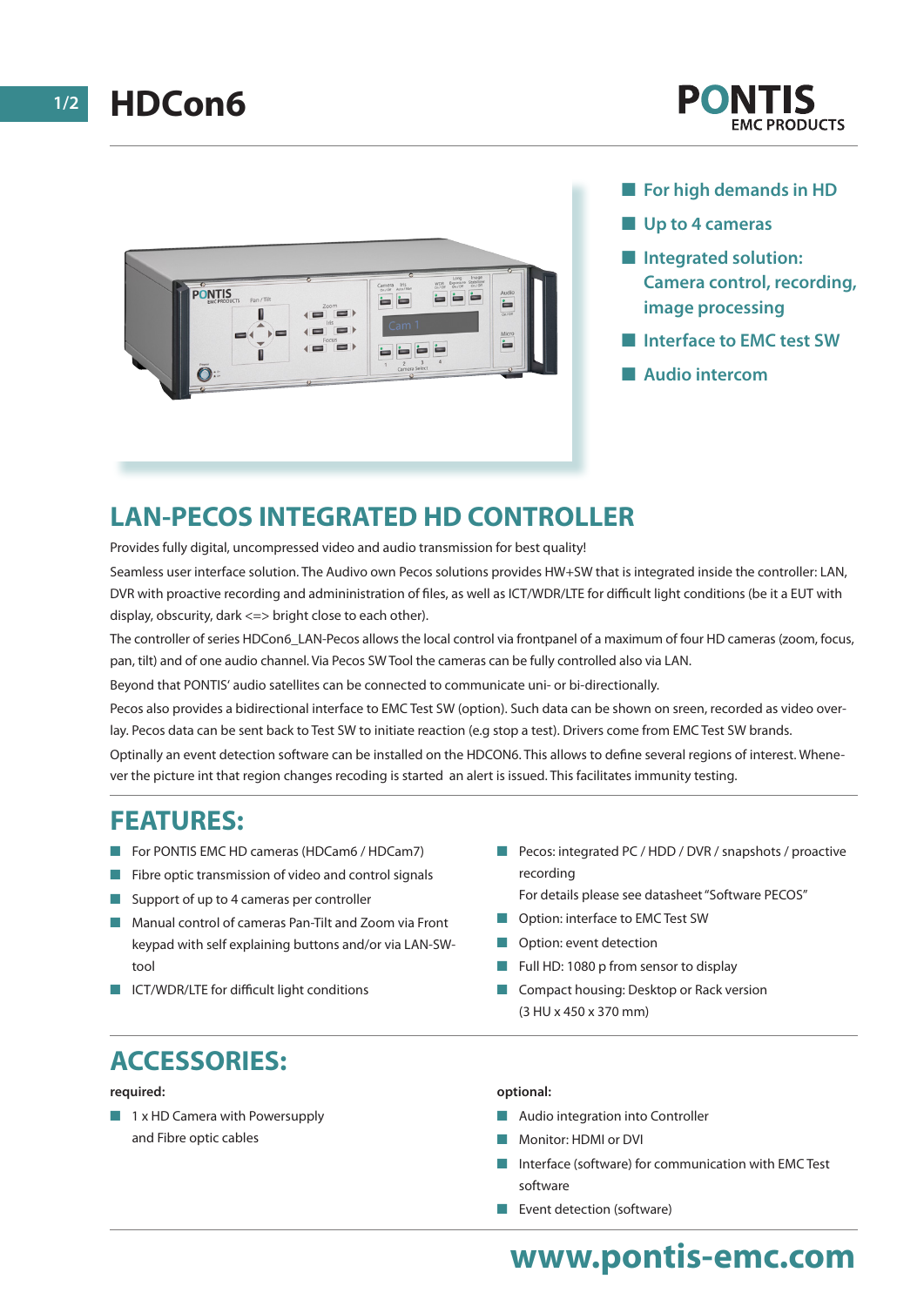# HDCon6

PONTIS
EMC PRODUCTS

- For high demands in HD
- Up to 4 cameras
- Integrated solution: Camera control, recording, image processing
- Interface to EMC test SW
- Audio intercom

## LAN-PECOS INTEGRATED HD CONTROLLER

Provides fully digital, uncompressed video and audio transmission for best quality!

Seamless user interface solution. The Audivo own Pecos solutions provides HW+SW that is integrated inside the controller: LAN, DVR with proactive recording and admininistration of files, as well as ICT/WDR/LTE for difficult light conditions (be it a EUT with display, obscurity, dark <=> bright close to each other).

The controller of series HDCon6_LAN-Pecos allows the local control via frontpanel of a maximum of four HD cameras (zoom, focus, pan, tilt) and of one audio channel. Via Pecos SW Tool the cameras can be fully controlled also via LAN.

Beyond that PONTIS' audio satellites can be connected to communicate uni- or bi-directionally.

Pecos also provides a bidirectional interface to EMC Test SW (option). Such data can be shown on sreen, recorded as video overlay. Pecos data can be sent back to Test SW to initiate reaction (e.g stop a test). Drivers come from EMC Test SW brands.

Optinally an event detection software can be installed on the HDCON6. This allows to define several regions of interest. Whenever the picture int that region changes recoding is started  an alert is issued. This facilitates immunity testing.

## FEATURES:

- For PONTIS EMC HD cameras (HDCam6 / HDCam7)
- Fibre optic transmission of video and control signals
- Support of up to 4 cameras per controller
- Manual control of cameras Pan-Tilt and Zoom via Front keypad with self explaining buttons and/or via LAN-SW-tool
- ICT/WDR/LTE for difficult light conditions
- Pecos: integrated PC / HDD / DVR / snapshots / proactive recording
  For details please see datasheet "Software PECOS"
- Option: interface to EMC Test SW
- Option: event detection
- Full HD: 1080 p from sensor to display
- Compact housing: Desktop or Rack version
  (3 HU x 450 x 370 mm)

## ACCESSORIES:

**required:**

- 1 x HD Camera with Powersupply and Fibre optic cables

**optional:**

- Audio integration into Controller
- Monitor: HDMI or DVI
- Interface (software) for communication with EMC Test software
- Event detection (software)

**www.pontis-emc.com**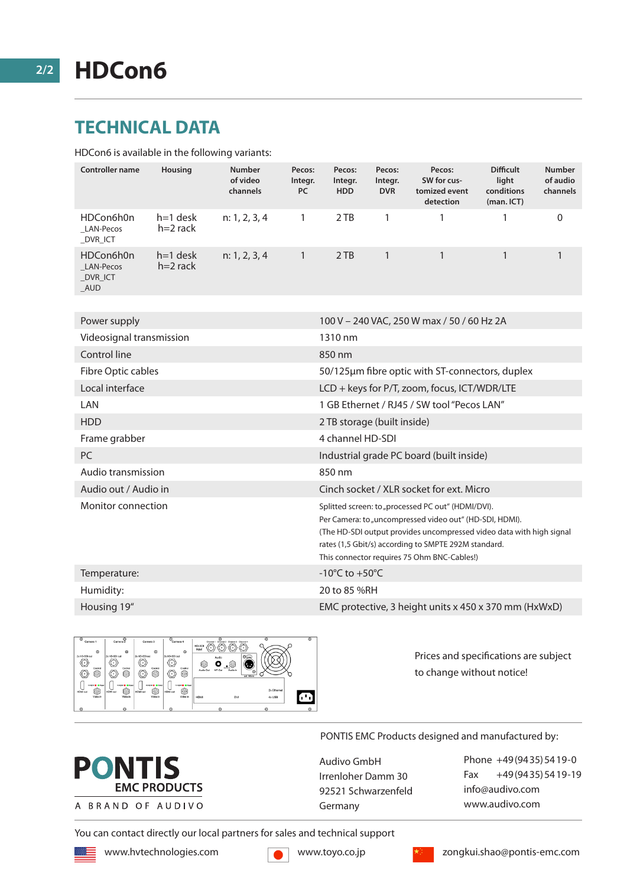# HDCon6

## TECHNICAL DATA

HDCon6 is available in the following variants:

| Controller name | Housing | Number of video channels | Pecos: Integr. PC | Pecos: Integr. HDD | Pecos: Integr. DVR | Pecos: SW for customized event detection | Difficult light conditions (man. ICT) | Number of audio channels |
|---|---|---|---|---|---|---|---|---|
| HDCon6h0n _LAN-Pecos _DVR_ICT | h=1 desk h=2 rack | n: 1, 2, 3, 4 | 1 | 2 TB | 1 | 1 | 1 | 0 |
| HDCon6h0n _LAN-Pecos _DVR_ICT _AUD | h=1 desk h=2 rack | n: 1, 2, 3, 4 | 1 | 2 TB | 1 | 1 | 1 | 1 |

| | |
|---|---|
| Power supply | 100 V – 240 VAC, 250 W max / 50 / 60 Hz 2A |
| Videosignal transmission | 1310 nm |
| Control line | 850 nm |
| Fibre Optic cables | 50/125µm fibre optic with ST-connectors, duplex |
| Local interface | LCD + keys for P/T, zoom, focus, ICT/WDR/LTE |
| LAN | 1 GB Ethernet / RJ45 / SW tool "Pecos LAN" |
| HDD | 2 TB storage (built inside) |
| Frame grabber | 4 channel HD-SDI |
| PC | Industrial grade PC board (built inside) |
| Audio transmission | 850 nm |
| Audio out / Audio in | Cinch socket / XLR socket for ext. Micro |
| Monitor connection | Splitted screen: to „processed PC out" (HDMI/DVI). Per Camera: to „uncompressed video out" (HD-SDI, HDMI). (The HD-SDI output provides uncompressed video data with high signal rates (1,5 Gbit/s) according to SMPTE 292M standard. This connector requires 75 Ohm BNC-Cables!) |
| Temperature: | -10°C to +50°C |
| Humidity: | 20 to 85 %RH |
| Housing 19" | EMC protective, 3 height units x 450 x 370 mm (HxWxD) |

Prices and specifications are subject to change without notice!

PONTIS EMC Products designed and manufactured by:

PONTIS EMC PRODUCTS
A BRAND OF AUDIVO

Audivo GmbH
Irrenloher Damm 30
92521 Schwarzenfeld
Germany

Phone +49 (9435) 5419-0
Fax +49 (9435) 5419-19
info@audivo.com
www.audivo.com

You can contact directly our local partners for sales and technical support

www.hvtechnologies.com

www.toyo.co.jp

zongkui.shao@pontis-emc.com